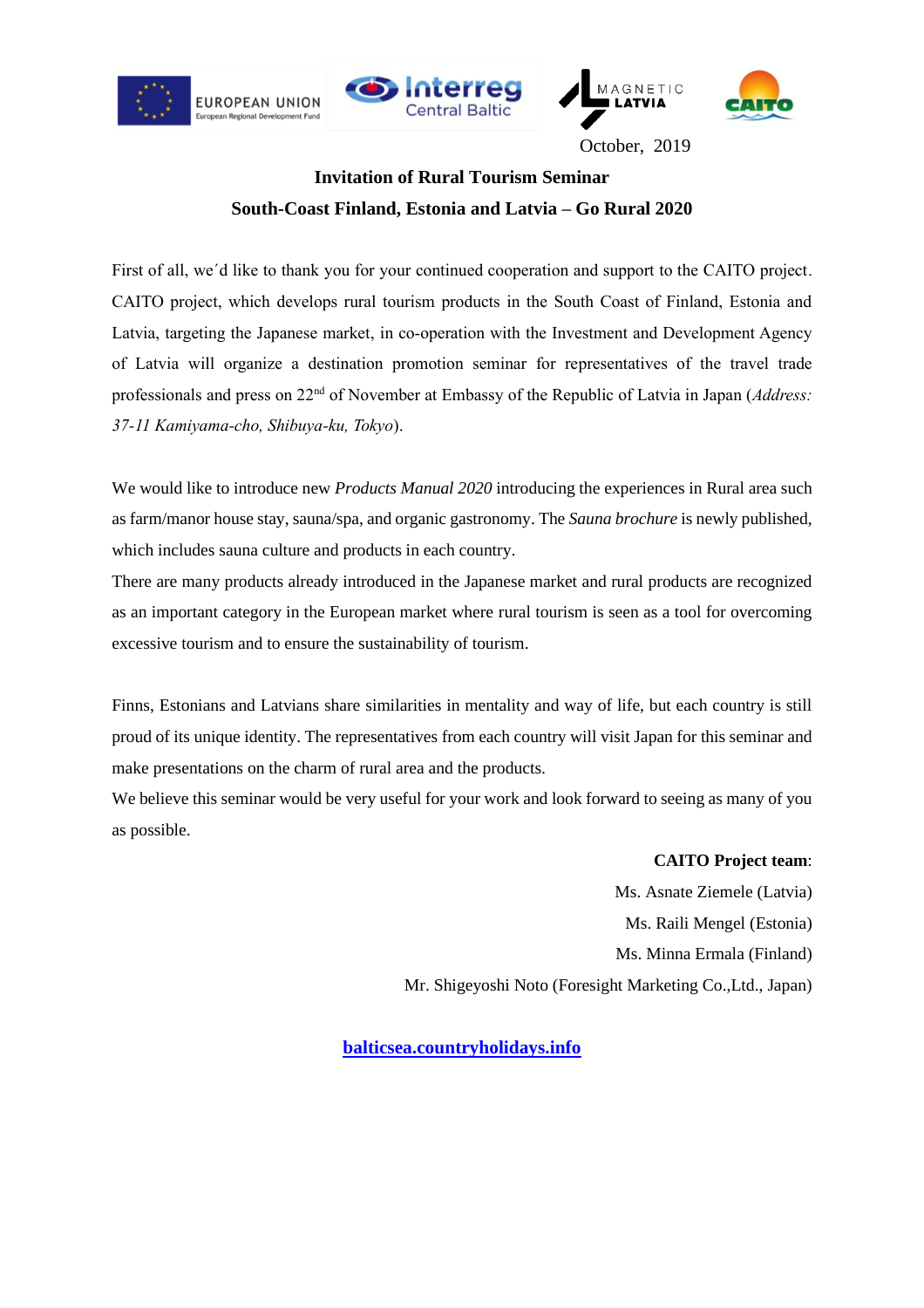October, 2019

**Invitation of Rural Tourism Seminar**

**South-Coast Finland, Estonia and Latvia – Go Rural 2020**

First of all, we´d like to thank you for your continued cooperation and support to the CAITO project. CAITO project, which develops rural tourism products in the South Coast of Finland, Estonia and Latvia, targeting the Japanese market, in co-operation with the Investment and Development Agency of Latvia will organize a destination promotion seminar for representatives of the travel trade professionals and press on 22nd of November at Embassy of the Republic of Latvia in Japan (*Address: 37-11 Kamiyama-cho, Shibuya-ku, Tokyo*).

We would like to introduce new *Products Manual 2020* introducing the experiences in Rural area such as farm/manor house stay, sauna/spa, and organic gastronomy. The *Sauna brochure* is newly published, which includes sauna culture and products in each country.

There are many products already introduced in the Japanese market and rural products are recognized as an important category in the European market where rural tourism is seen as a tool for overcoming excessive tourism and to ensure the sustainability of tourism.

Finns, Estonians and Latvians share similarities in mentality and way of life, but each country is still proud of its unique identity. The representatives from each country will visit Japan for this seminar and make presentations on the charm of rural area and the products.

We believe this seminar would be very useful for your work and look forward to seeing as many of you as possible.

**CAITO Project team**:

Ms. Asnate Ziemele (Latvia)

Ms. Raili Mengel (Estonia)

Ms. Minna Ermala (Finland)

Mr. Shigeyoshi Noto (Foresight Marketing Co.,Ltd., Japan)

**balticsea.countryholidays.info**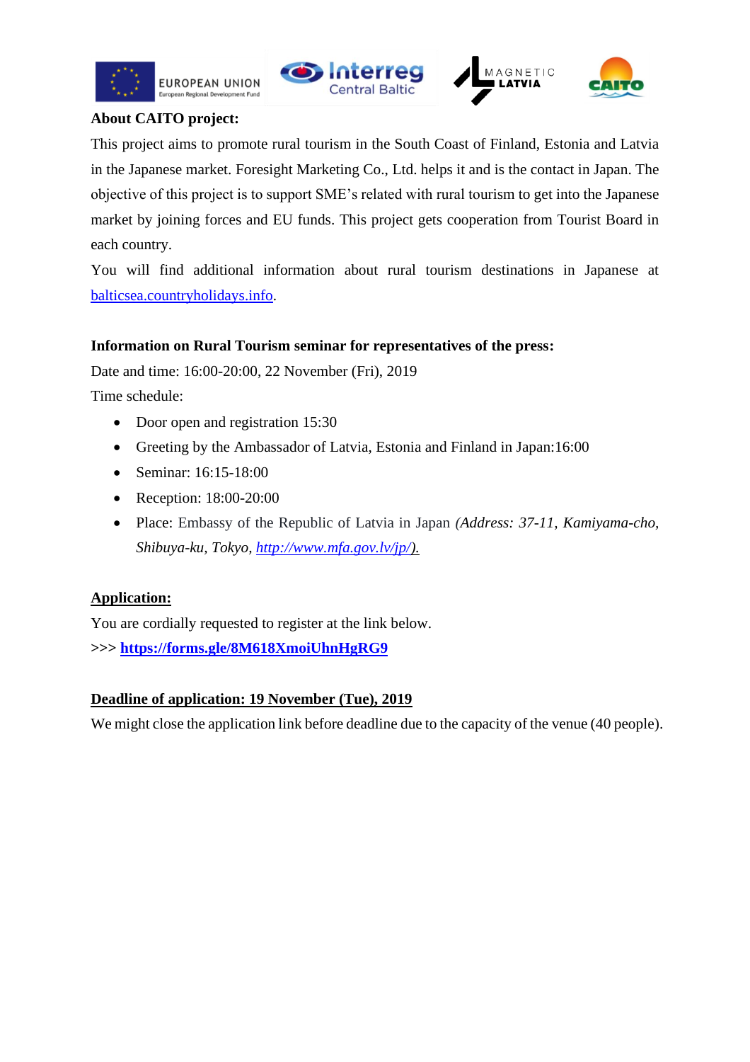**About CAITO project:**

This project aims to promote rural tourism in the South Coast of Finland, Estonia and Latvia in the Japanese market. Foresight Marketing Co., Ltd. helps it and is the contact in Japan. The objective of this project is to support SME's related with rural tourism to get into the Japanese market by joining forces and EU funds. This project gets cooperation from Tourist Board in each country.

You will find additional information about rural tourism destinations in Japanese at balticsea.countryholidays.info.

**Information on Rural Tourism seminar for representatives of the press:**

Date and time: 16:00-20:00, 22 November (Fri), 2019

Time schedule:

- Door open and registration 15:30
- Greeting by the Ambassador of Latvia, Estonia and Finland in Japan:16:00
- Seminar: 16:15-18:00
- Reception: 18:00-20:00
- Place: Embassy of the Republic of Latvia in Japan *(Address: 37-11, Kamiyama-cho, Shibuya-ku, Tokyo, http://www.mfa.gov.lv/jp/).*

**Application:**

You are cordially requested to register at the link below.

>>> **https://forms.gle/8M618XmoiUhnHgRG9**

**Deadline of application: 19 November (Tue), 2019**

We might close the application link before deadline due to the capacity of the venue (40 people).